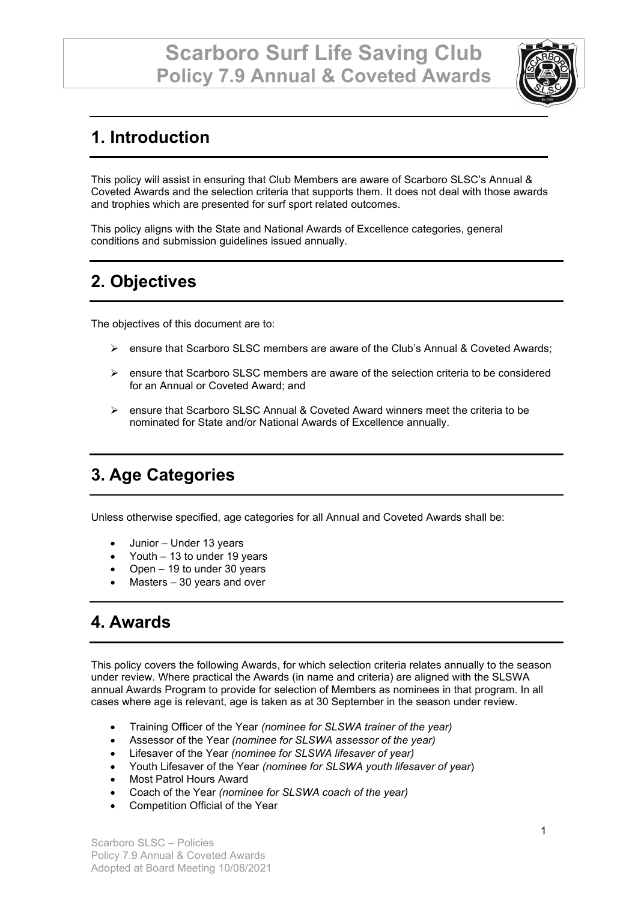# Scarboro Surf Life Saving Club
# Policy 7.9 Annual & Coveted Awards

## 1. Introduction

This policy will assist in ensuring that Club Members are aware of Scarboro SLSC's Annual & Coveted Awards and the selection criteria that supports them. It does not deal with those awards and trophies which are presented for surf sport related outcomes.

This policy aligns with the State and National Awards of Excellence categories, general conditions and submission guidelines issued annually.

## 2. Objectives

The objectives of this document are to:

- ensure that Scarboro SLSC members are aware of the Club's Annual & Coveted Awards;
- ensure that Scarboro SLSC members are aware of the selection criteria to be considered for an Annual or Coveted Award; and
- ensure that Scarboro SLSC Annual & Coveted Award winners meet the criteria to be nominated for State and/or National Awards of Excellence annually.

## 3. Age Categories

Unless otherwise specified, age categories for all Annual and Coveted Awards shall be:

- Junior – Under 13 years
- Youth – 13 to under 19 years
- Open – 19 to under 30 years
- Masters – 30 years and over

## 4. Awards

This policy covers the following Awards, for which selection criteria relates annually to the season under review. Where practical the Awards (in name and criteria) are aligned with the SLSWA annual Awards Program to provide for selection of Members as nominees in that program. In all cases where age is relevant, age is taken as at 30 September in the season under review.

- Training Officer of the Year *(nominee for SLSWA trainer of the year)*
- Assessor of the Year *(nominee for SLSWA assessor of the year)*
- Lifesaver of the Year *(nominee for SLSWA lifesaver of year)*
- Youth Lifesaver of the Year *(nominee for SLSWA youth lifesaver of year)*
- Most Patrol Hours Award
- Coach of the Year *(nominee for SLSWA coach of the year)*
- Competition Official of the Year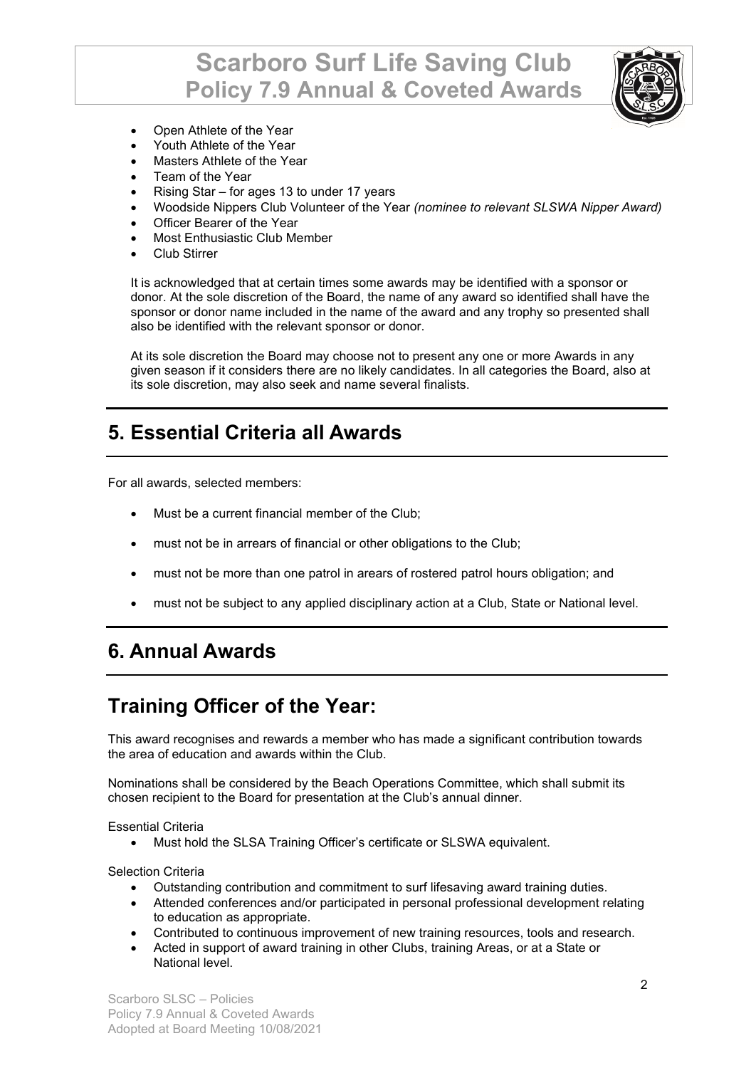- Open Athlete of the Year
- Youth Athlete of the Year
- Masters Athlete of the Year
- Team of the Year
- Rising Star – for ages 13 to under 17 years
- Woodside Nippers Club Volunteer of the Year *(nominee to relevant SLSWA Nipper Award)*
- Officer Bearer of the Year
- Most Enthusiastic Club Member
- Club Stirrer

It is acknowledged that at certain times some awards may be identified with a sponsor or donor. At the sole discretion of the Board, the name of any award so identified shall have the sponsor or donor name included in the name of the award and any trophy so presented shall also be identified with the relevant sponsor or donor.

At its sole discretion the Board may choose not to present any one or more Awards in any given season if it considers there are no likely candidates. In all categories the Board, also at its sole discretion, may also seek and name several finalists.

## 5. Essential Criteria all Awards

For all awards, selected members:

- Must be a current financial member of the Club;
- must not be in arrears of financial or other obligations to the Club;
- must not be more than one patrol in arears of rostered patrol hours obligation; and
- must not be subject to any applied disciplinary action at a Club, State or National level.

## 6. Annual Awards

## Training Officer of the Year:

This award recognises and rewards a member who has made a significant contribution towards the area of education and awards within the Club.

Nominations shall be considered by the Beach Operations Committee, which shall submit its chosen recipient to the Board for presentation at the Club's annual dinner.

Essential Criteria

- Must hold the SLSA Training Officer's certificate or SLSWA equivalent.

Selection Criteria

- Outstanding contribution and commitment to surf lifesaving award training duties.
- Attended conferences and/or participated in personal professional development relating to education as appropriate.
- Contributed to continuous improvement of new training resources, tools and research.
- Acted in support of award training in other Clubs, training Areas, or at a State or National level.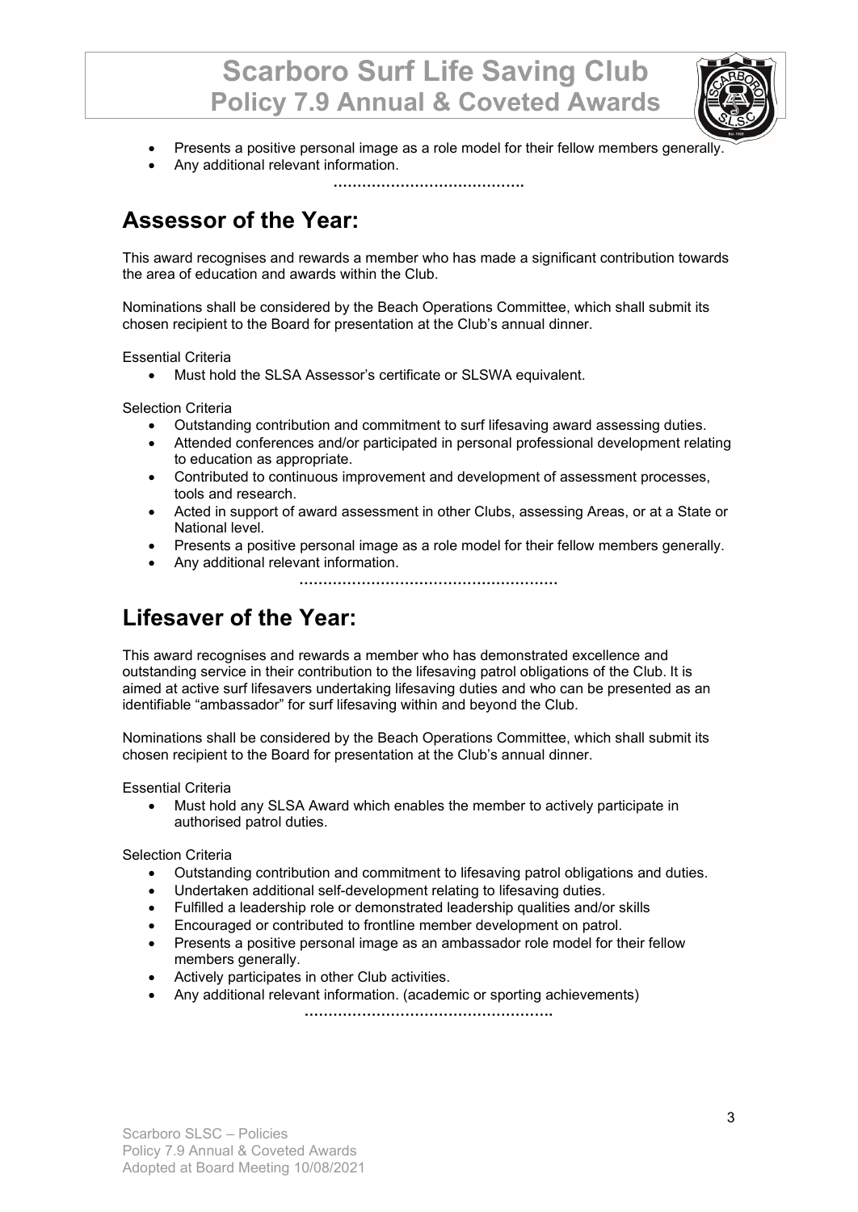- Presents a positive personal image as a role model for their fellow members generally.
- Any additional relevant information.

……………………………….

## Assessor of the Year:

This award recognises and rewards a member who has made a significant contribution towards the area of education and awards within the Club.

Nominations shall be considered by the Beach Operations Committee, which shall submit its chosen recipient to the Board for presentation at the Club's annual dinner.

Essential Criteria

- Must hold the SLSA Assessor's certificate or SLSWA equivalent.

Selection Criteria

- Outstanding contribution and commitment to surf lifesaving award assessing duties.
- Attended conferences and/or participated in personal professional development relating to education as appropriate.
- Contributed to continuous improvement and development of assessment processes, tools and research.
- Acted in support of award assessment in other Clubs, assessing Areas, or at a State or National level.
- Presents a positive personal image as a role model for their fellow members generally.
- Any additional relevant information.

………………………………………………

## Lifesaver of the Year:

This award recognises and rewards a member who has demonstrated excellence and outstanding service in their contribution to the lifesaving patrol obligations of the Club. It is aimed at active surf lifesavers undertaking lifesaving duties and who can be presented as an identifiable "ambassador" for surf lifesaving within and beyond the Club.

Nominations shall be considered by the Beach Operations Committee, which shall submit its chosen recipient to the Board for presentation at the Club's annual dinner.

Essential Criteria

- Must hold any SLSA Award which enables the member to actively participate in authorised patrol duties.

Selection Criteria

- Outstanding contribution and commitment to lifesaving patrol obligations and duties.
- Undertaken additional self-development relating to lifesaving duties.
- Fulfilled a leadership role or demonstrated leadership qualities and/or skills
- Encouraged or contributed to frontline member development on patrol.
- Presents a positive personal image as an ambassador role model for their fellow members generally.
- Actively participates in other Club activities.
- Any additional relevant information. (academic or sporting achievements)

……………………………………………..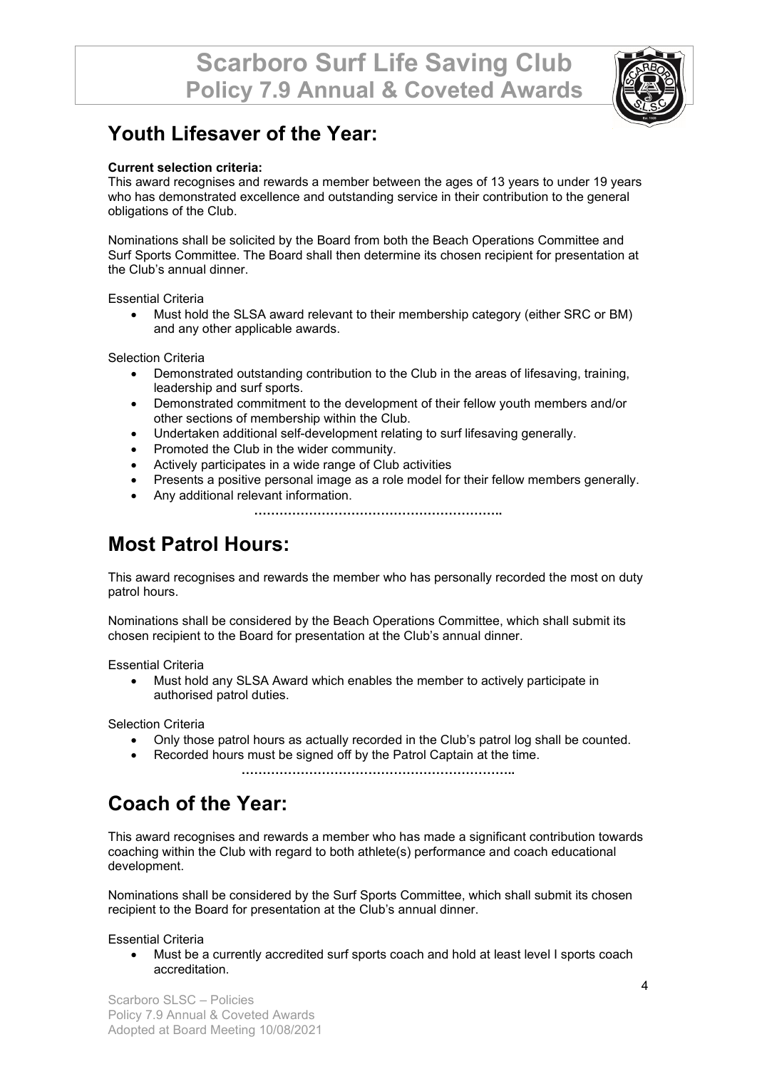## Youth Lifesaver of the Year:

**Current selection criteria:**
This award recognises and rewards a member between the ages of 13 years to under 19 years who has demonstrated excellence and outstanding service in their contribution to the general obligations of the Club.

Nominations shall be solicited by the Board from both the Beach Operations Committee and Surf Sports Committee. The Board shall then determine its chosen recipient for presentation at the Club's annual dinner.

Essential Criteria

- Must hold the SLSA award relevant to their membership category (either SRC or BM) and any other applicable awards.

Selection Criteria

- Demonstrated outstanding contribution to the Club in the areas of lifesaving, training, leadership and surf sports.
- Demonstrated commitment to the development of their fellow youth members and/or other sections of membership within the Club.
- Undertaken additional self-development relating to surf lifesaving generally.
- Promoted the Club in the wider community.
- Actively participates in a wide range of Club activities
- Presents a positive personal image as a role model for their fellow members generally.
- Any additional relevant information.

…………………………………………………..

## Most Patrol Hours:

This award recognises and rewards the member who has personally recorded the most on duty patrol hours.

Nominations shall be considered by the Beach Operations Committee, which shall submit its chosen recipient to the Board for presentation at the Club's annual dinner.

Essential Criteria

- Must hold any SLSA Award which enables the member to actively participate in authorised patrol duties.

Selection Criteria

- Only those patrol hours as actually recorded in the Club's patrol log shall be counted.
- Recorded hours must be signed off by the Patrol Captain at the time.

………………………………………………………..

## Coach of the Year:

This award recognises and rewards a member who has made a significant contribution towards coaching within the Club with regard to both athlete(s) performance and coach educational development.

Nominations shall be considered by the Surf Sports Committee, which shall submit its chosen recipient to the Board for presentation at the Club's annual dinner.

Essential Criteria

- Must be a currently accredited surf sports coach and hold at least level I sports coach accreditation.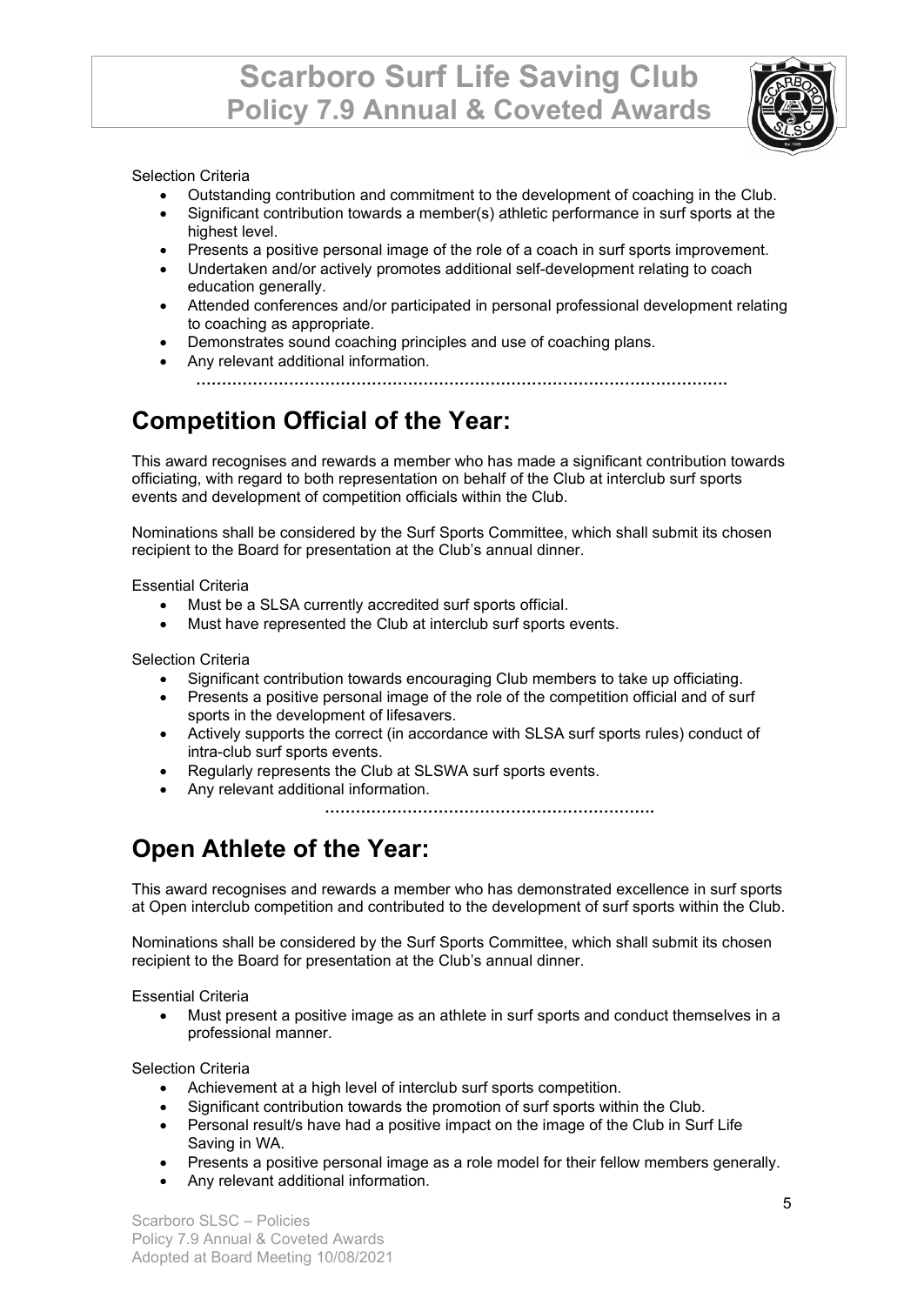Selection Criteria

- Outstanding contribution and commitment to the development of coaching in the Club.
- Significant contribution towards a member(s) athletic performance in surf sports at the highest level.
- Presents a positive personal image of the role of a coach in surf sports improvement.
- Undertaken and/or actively promotes additional self-development relating to coach education generally.
- Attended conferences and/or participated in personal professional development relating to coaching as appropriate.
- Demonstrates sound coaching principles and use of coaching plans.
- Any relevant additional information.

…………………………………………………………………………………………

## Competition Official of the Year:

This award recognises and rewards a member who has made a significant contribution towards officiating, with regard to both representation on behalf of the Club at interclub surf sports events and development of competition officials within the Club.

Nominations shall be considered by the Surf Sports Committee, which shall submit its chosen recipient to the Board for presentation at the Club's annual dinner.

Essential Criteria

- Must be a SLSA currently accredited surf sports official.
- Must have represented the Club at interclub surf sports events.

Selection Criteria

- Significant contribution towards encouraging Club members to take up officiating.
- Presents a positive personal image of the role of the competition official and of surf sports in the development of lifesavers.
- Actively supports the correct (in accordance with SLSA surf sports rules) conduct of intra-club surf sports events.
- Regularly represents the Club at SLSWA surf sports events.
- Any relevant additional information.

………………………………………………………

## Open Athlete of the Year:

This award recognises and rewards a member who has demonstrated excellence in surf sports at Open interclub competition and contributed to the development of surf sports within the Club.

Nominations shall be considered by the Surf Sports Committee, which shall submit its chosen recipient to the Board for presentation at the Club's annual dinner.

Essential Criteria

- Must present a positive image as an athlete in surf sports and conduct themselves in a professional manner.

Selection Criteria

- Achievement at a high level of interclub surf sports competition.
- Significant contribution towards the promotion of surf sports within the Club.
- Personal result/s have had a positive impact on the image of the Club in Surf Life Saving in WA.
- Presents a positive personal image as a role model for their fellow members generally.
- Any relevant additional information.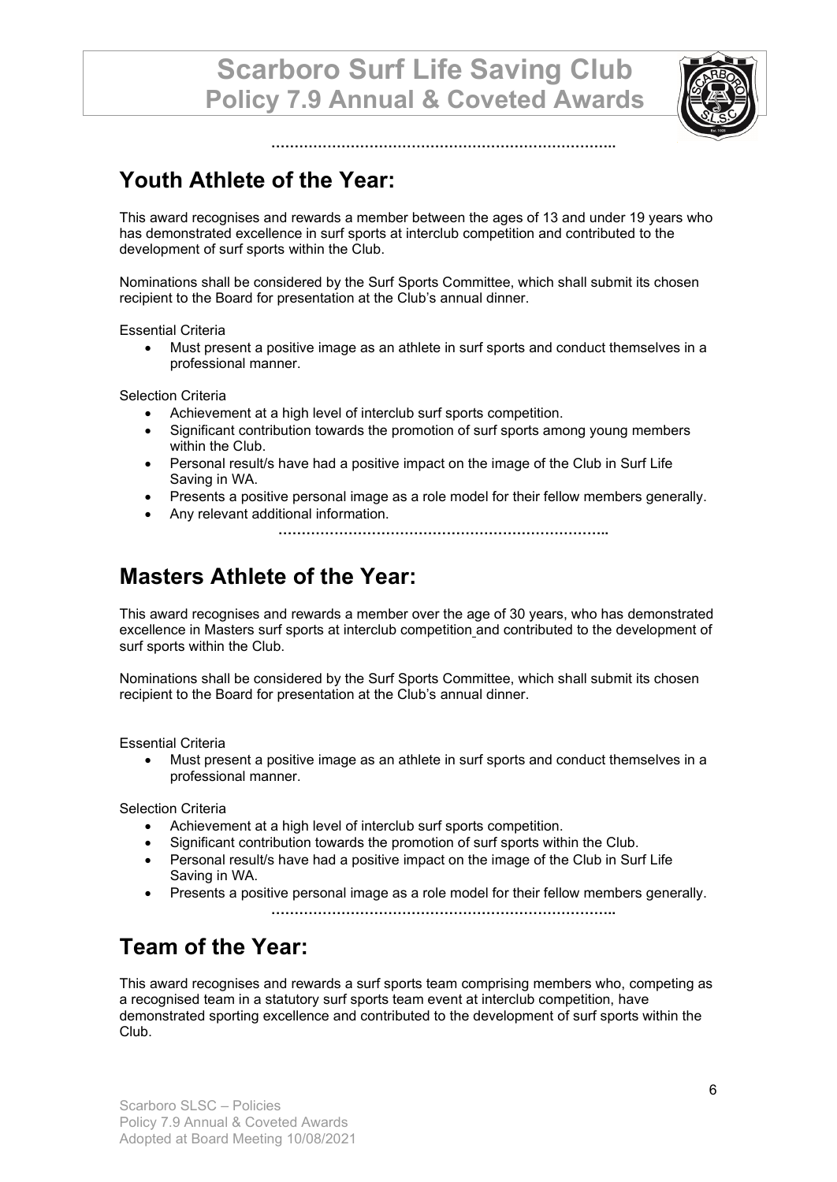## Youth Athlete of the Year:

This award recognises and rewards a member between the ages of 13 and under 19 years who has demonstrated excellence in surf sports at interclub competition and contributed to the development of surf sports within the Club.

Nominations shall be considered by the Surf Sports Committee, which shall submit its chosen recipient to the Board for presentation at the Club's annual dinner.

Essential Criteria

- Must present a positive image as an athlete in surf sports and conduct themselves in a professional manner.

Selection Criteria

- Achievement at a high level of interclub surf sports competition.
- Significant contribution towards the promotion of surf sports among young members within the Club.
- Personal result/s have had a positive impact on the image of the Club in Surf Life Saving in WA.
- Presents a positive personal image as a role model for their fellow members generally.
- Any relevant additional information.

…………………………………………………………………..

## Masters Athlete of the Year:

This award recognises and rewards a member over the age of 30 years, who has demonstrated excellence in Masters surf sports at interclub competition and contributed to the development of surf sports within the Club.

Nominations shall be considered by the Surf Sports Committee, which shall submit its chosen recipient to the Board for presentation at the Club's annual dinner.

Essential Criteria

- Must present a positive image as an athlete in surf sports and conduct themselves in a professional manner.

Selection Criteria

- Achievement at a high level of interclub surf sports competition.
- Significant contribution towards the promotion of surf sports within the Club.
- Personal result/s have had a positive impact on the image of the Club in Surf Life Saving in WA.
- Presents a positive personal image as a role model for their fellow members generally.

…………………………………………………………………..

## Team of the Year:

This award recognises and rewards a surf sports team comprising members who, competing as a recognised team in a statutory surf sports team event at interclub competition, have demonstrated sporting excellence and contributed to the development of surf sports within the Club.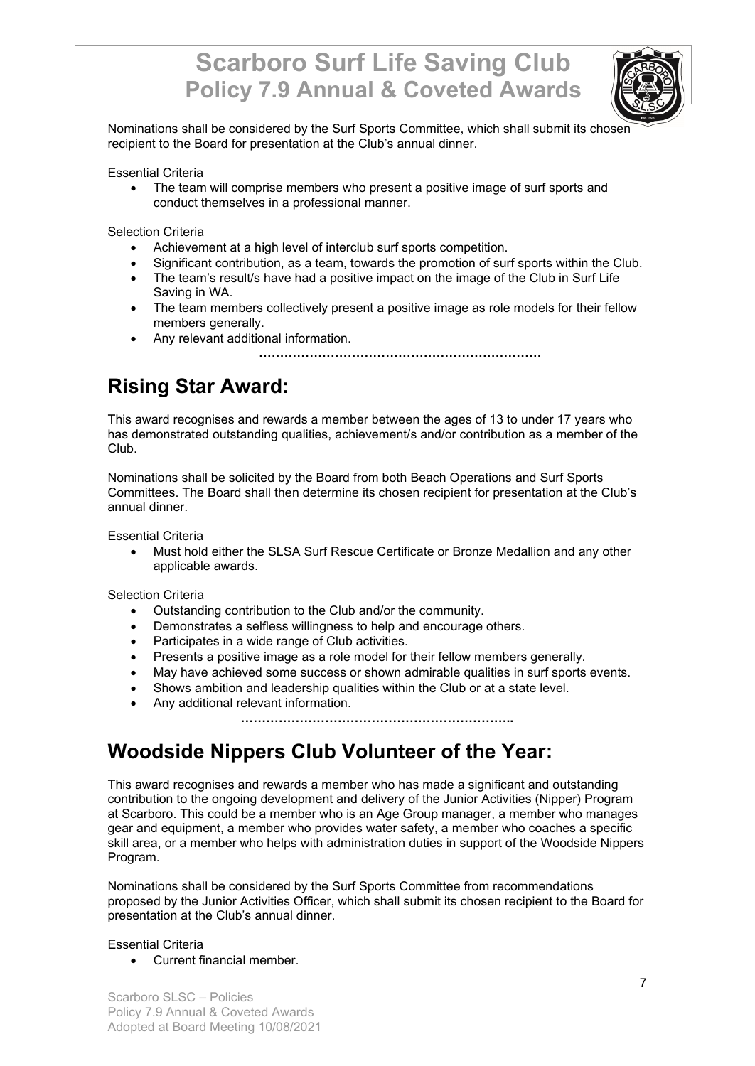Nominations shall be considered by the Surf Sports Committee, which shall submit its chosen recipient to the Board for presentation at the Club's annual dinner.

Essential Criteria

- The team will comprise members who present a positive image of surf sports and conduct themselves in a professional manner.

Selection Criteria

- Achievement at a high level of interclub surf sports competition.
- Significant contribution, as a team, towards the promotion of surf sports within the Club.
- The team's result/s have had a positive impact on the image of the Club in Surf Life Saving in WA.
- The team members collectively present a positive image as role models for their fellow members generally.
- Any relevant additional information.

…………………………………………………………

## Rising Star Award:

This award recognises and rewards a member between the ages of 13 to under 17 years who has demonstrated outstanding qualities, achievement/s and/or contribution as a member of the Club.

Nominations shall be solicited by the Board from both Beach Operations and Surf Sports Committees. The Board shall then determine its chosen recipient for presentation at the Club's annual dinner.

Essential Criteria

- Must hold either the SLSA Surf Rescue Certificate or Bronze Medallion and any other applicable awards.

Selection Criteria

- Outstanding contribution to the Club and/or the community.
- Demonstrates a selfless willingness to help and encourage others.
- Participates in a wide range of Club activities.
- Presents a positive image as a role model for their fellow members generally.
- May have achieved some success or shown admirable qualities in surf sports events.
- Shows ambition and leadership qualities within the Club or at a state level.
- Any additional relevant information.

………………………………………………………..

## Woodside Nippers Club Volunteer of the Year:

This award recognises and rewards a member who has made a significant and outstanding contribution to the ongoing development and delivery of the Junior Activities (Nipper) Program at Scarboro. This could be a member who is an Age Group manager, a member who manages gear and equipment, a member who provides water safety, a member who coaches a specific skill area, or a member who helps with administration duties in support of the Woodside Nippers Program.

Nominations shall be considered by the Surf Sports Committee from recommendations proposed by the Junior Activities Officer, which shall submit its chosen recipient to the Board for presentation at the Club's annual dinner.

Essential Criteria

- Current financial member.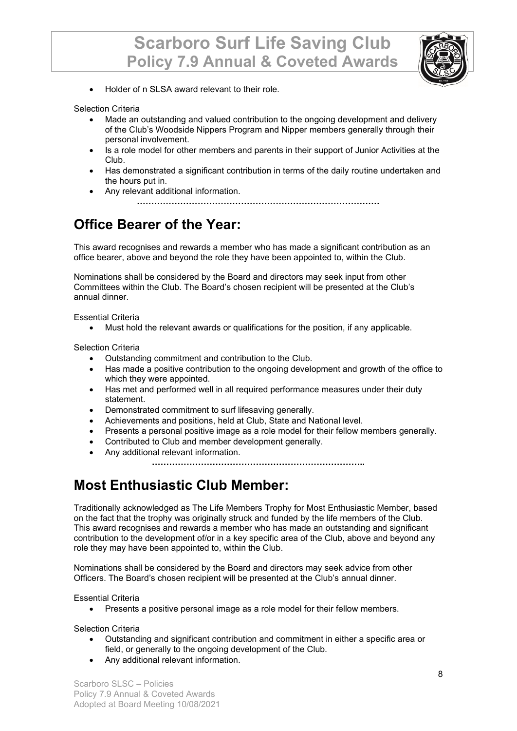- Holder of n SLSA award relevant to their role.

Selection Criteria

- Made an outstanding and valued contribution to the ongoing development and delivery of the Club's Woodside Nippers Program and Nipper members generally through their personal involvement.
- Is a role model for other members and parents in their support of Junior Activities at the Club.
- Has demonstrated a significant contribution in terms of the daily routine undertaken and the hours put in.
- Any relevant additional information.

…………………………………………………………………………

## Office Bearer of the Year:

This award recognises and rewards a member who has made a significant contribution as an office bearer, above and beyond the role they have been appointed to, within the Club.

Nominations shall be considered by the Board and directors may seek input from other Committees within the Club. The Board's chosen recipient will be presented at the Club's annual dinner.

Essential Criteria

- Must hold the relevant awards or qualifications for the position, if any applicable.

Selection Criteria

- Outstanding commitment and contribution to the Club.
- Has made a positive contribution to the ongoing development and growth of the office to which they were appointed.
- Has met and performed well in all required performance measures under their duty statement.
- Demonstrated commitment to surf lifesaving generally.
- Achievements and positions, held at Club, State and National level.
- Presents a personal positive image as a role model for their fellow members generally.
- Contributed to Club and member development generally.
- Any additional relevant information.

…………………………………………………………………..

## Most Enthusiastic Club Member:

Traditionally acknowledged as The Life Members Trophy for Most Enthusiastic Member, based on the fact that the trophy was originally struck and funded by the life members of the Club. This award recognises and rewards a member who has made an outstanding and significant contribution to the development of/or in a key specific area of the Club, above and beyond any role they may have been appointed to, within the Club.

Nominations shall be considered by the Board and directors may seek advice from other Officers. The Board's chosen recipient will be presented at the Club's annual dinner.

Essential Criteria

- Presents a positive personal image as a role model for their fellow members.

Selection Criteria

- Outstanding and significant contribution and commitment in either a specific area or field, or generally to the ongoing development of the Club.
- Any additional relevant information.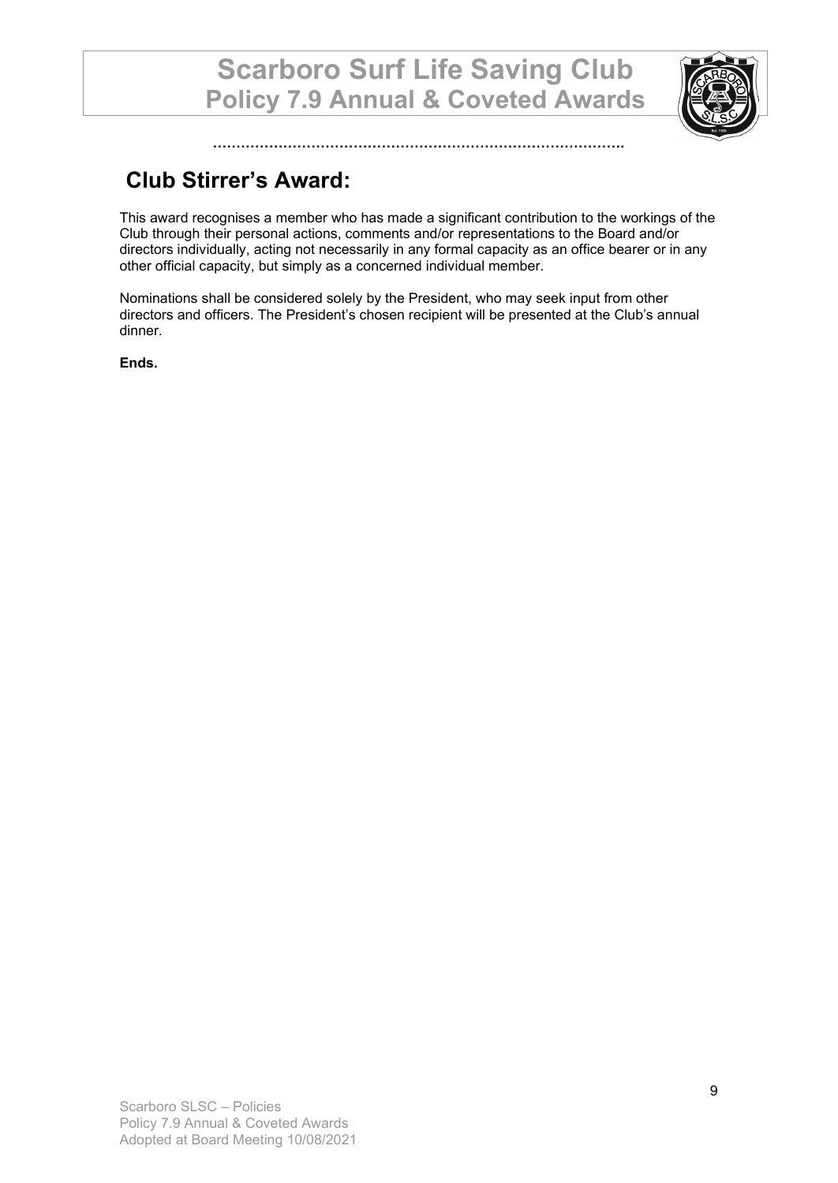## Club Stirrer's Award:

This award recognises a member who has made a significant contribution to the workings of the Club through their personal actions, comments and/or representations to the Board and/or directors individually, acting not necessarily in any formal capacity as an office bearer or in any other official capacity, but simply as a concerned individual member.

Nominations shall be considered solely by the President, who may seek input from other directors and officers. The President's chosen recipient will be presented at the Club's annual dinner.

**Ends.**